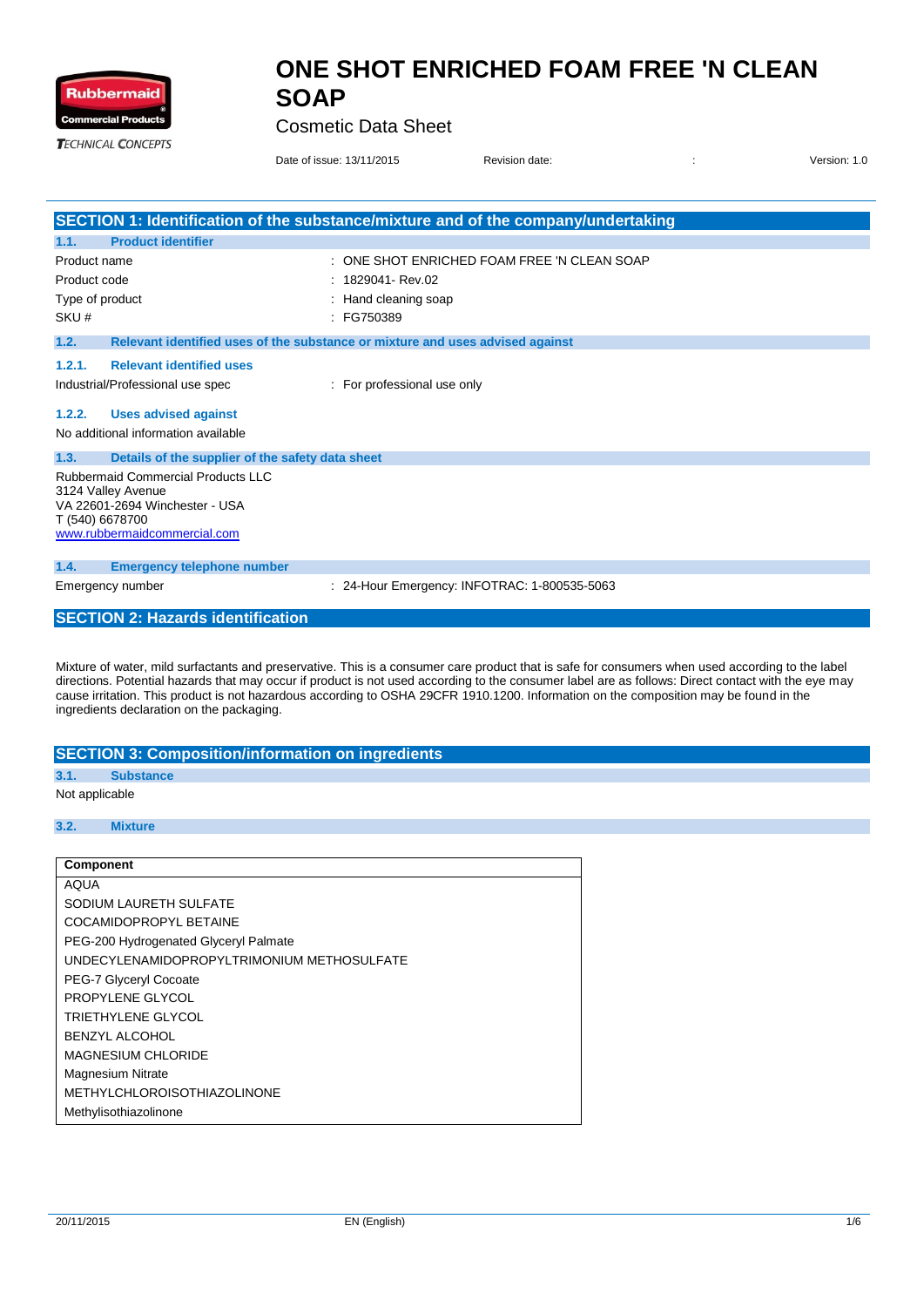# ONE SHOT ENRICHED FOAM FREE 'N CLEAN SOAP

Cosmetic Data Sheet

Date of issue: 13/11/2015 Revision date: : Version: 1.0

## SECTION 1: Identification of the substance/mixture and of the company/undertaking

### 1.1. Product identifier

Product name : ONE SHOT ENRICHED FOAM FREE 'N CLEAN SOAP
Product code : 1829041- Rev.02
Type of product : Hand cleaning soap
SKU # : FG750389

### 1.2. Relevant identified uses of the substance or mixture and uses advised against

#### 1.2.1. Relevant identified uses

Industrial/Professional use spec : For professional use only

#### 1.2.2. Uses advised against

No additional information available

### 1.3. Details of the supplier of the safety data sheet

Rubbermaid Commercial Products LLC
3124 Valley Avenue
VA 22601-2694 Winchester - USA
T (540) 6678700
www.rubbermaidcommercial.com

### 1.4. Emergency telephone number

Emergency number : 24-Hour Emergency: INFOTRAC: 1-800535-5063

## SECTION 2: Hazards identification

Mixture of water, mild surfactants and preservative. This is a consumer care product that is safe for consumers when used according to the label directions. Potential hazards that may occur if product is not used according to the consumer label are as follows: Direct contact with the eye may cause irritation. This product is not hazardous according to OSHA 29CFR 1910.1200. Information on the composition may be found in the ingredients declaration on the packaging.

## SECTION 3: Composition/information on ingredients

### 3.1. Substance

Not applicable

### 3.2. Mixture

| Component |
|---|
| AQUA |
| SODIUM LAURETH SULFATE |
| COCAMIDOPROPYL BETAINE |
| PEG-200 Hydrogenated Glyceryl Palmate |
| UNDECYLENAMIDOPROPYLTRIMONIUM METHOSULFATE |
| PEG-7 Glyceryl Cocoate |
| PROPYLENE GLYCOL |
| TRIETHYLENE GLYCOL |
| BENZYL ALCOHOL |
| MAGNESIUM CHLORIDE |
| Magnesium Nitrate |
| METHYLCHLOROISOTHIAZOLINONE |
| Methylisothiazolinone |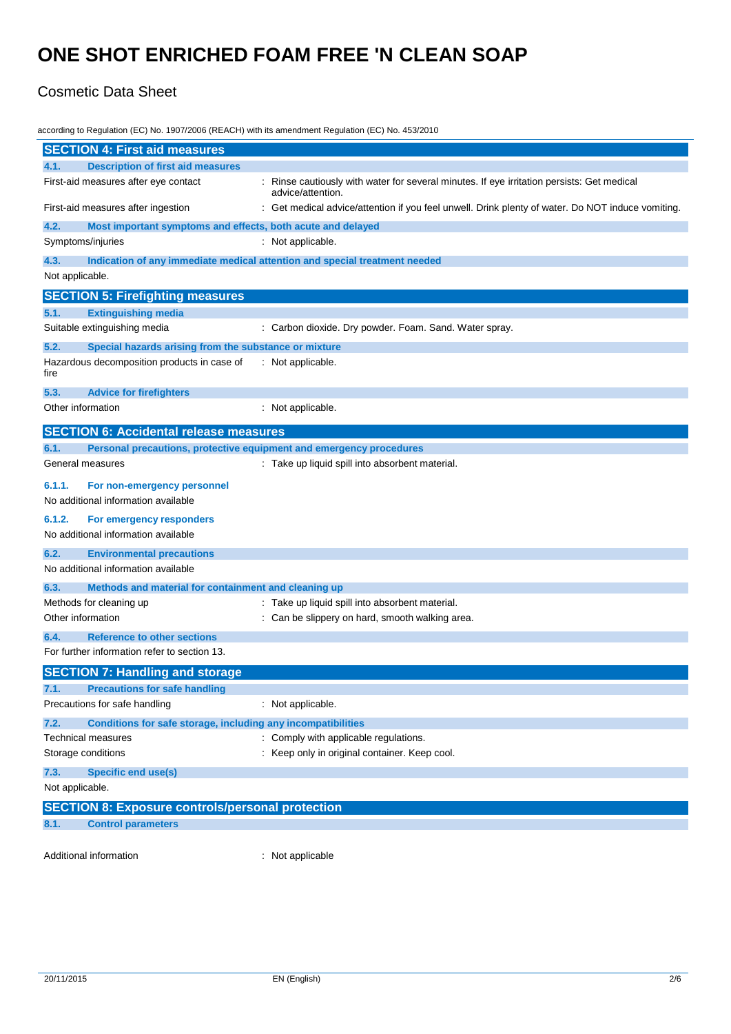# ONE SHOT ENRICHED FOAM FREE 'N CLEAN SOAP

Cosmetic Data Sheet

according to Regulation (EC) No. 1907/2006 (REACH) with its amendment Regulation (EC) No. 453/2010

## SECTION 4: First aid measures

### 4.1. Description of first aid measures

First-aid measures after eye contact : Rinse cautiously with water for several minutes. If eye irritation persists: Get medical advice/attention.

First-aid measures after ingestion : Get medical advice/attention if you feel unwell. Drink plenty of water. Do NOT induce vomiting.

### 4.2. Most important symptoms and effects, both acute and delayed

Symptoms/injuries : Not applicable.

### 4.3. Indication of any immediate medical attention and special treatment needed

Not applicable.

## SECTION 5: Firefighting measures

### 5.1. Extinguishing media

Suitable extinguishing media : Carbon dioxide. Dry powder. Foam. Sand. Water spray.

### 5.2. Special hazards arising from the substance or mixture

Hazardous decomposition products in case of fire : Not applicable.

### 5.3. Advice for firefighters

Other information : Not applicable.

## SECTION 6: Accidental release measures

### 6.1. Personal precautions, protective equipment and emergency procedures

General measures : Take up liquid spill into absorbent material.

#### 6.1.1. For non-emergency personnel

No additional information available

#### 6.1.2. For emergency responders

No additional information available

### 6.2. Environmental precautions

No additional information available

### 6.3. Methods and material for containment and cleaning up

Methods for cleaning up : Take up liquid spill into absorbent material.

Other information : Can be slippery on hard, smooth walking area.

### 6.4. Reference to other sections

For further information refer to section 13.

## SECTION 7: Handling and storage

### 7.1. Precautions for safe handling

Precautions for safe handling : Not applicable.

### 7.2. Conditions for safe storage, including any incompatibilities

Technical measures : Comply with applicable regulations.

Storage conditions : Keep only in original container. Keep cool.

### 7.3. Specific end use(s)

Not applicable.

## SECTION 8: Exposure controls/personal protection

### 8.1. Control parameters

Additional information : Not applicable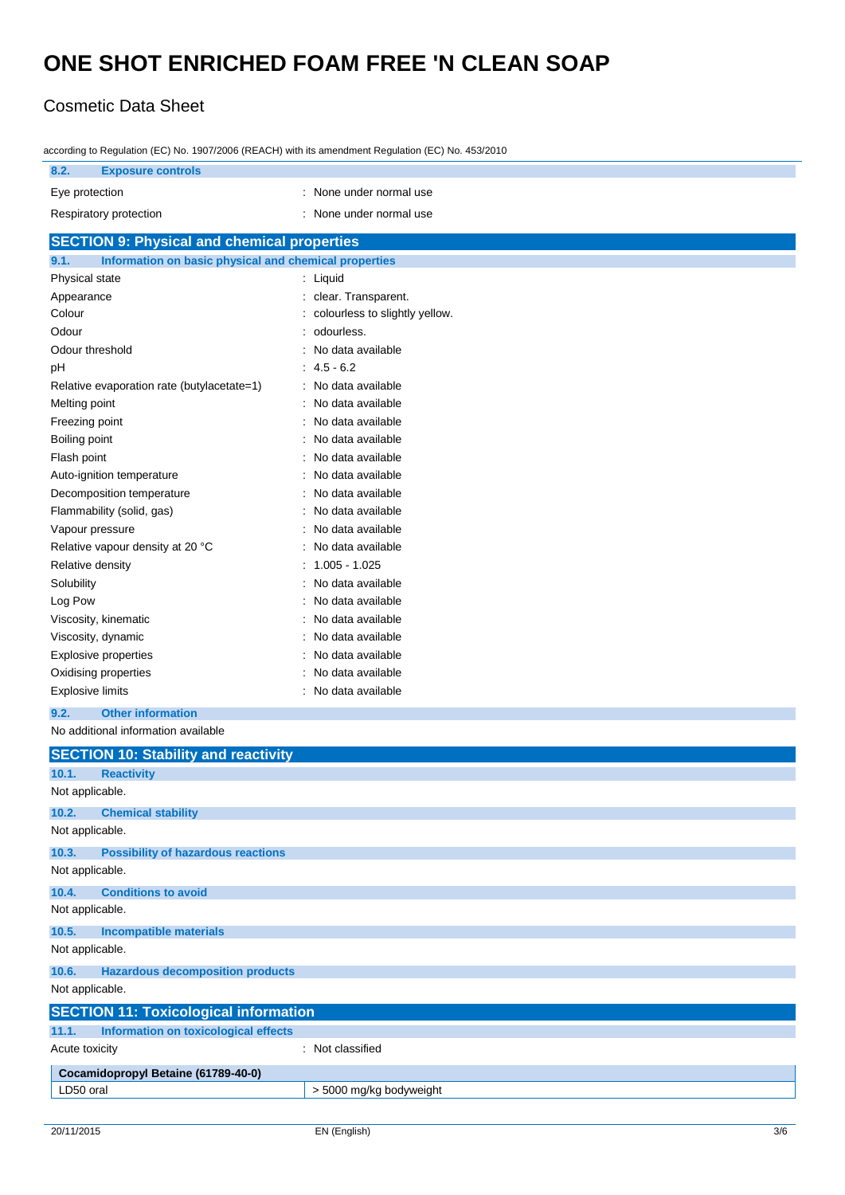# ONE SHOT ENRICHED FOAM FREE 'N CLEAN SOAP

## Cosmetic Data Sheet

according to Regulation (EC) No. 1907/2006 (REACH) with its amendment Regulation (EC) No. 453/2010

### 8.2. Exposure controls

| | |
|---|---|
| Eye protection | : None under normal use |
| Respiratory protection | : None under normal use |

## SECTION 9: Physical and chemical properties

### 9.1. Information on basic physical and chemical properties

| | |
|---|---|
| Physical state | : Liquid |
| Appearance | : clear. Transparent. |
| Colour | : colourless to slightly yellow. |
| Odour | : odourless. |
| Odour threshold | : No data available |
| pH | : 4.5 - 6.2 |
| Relative evaporation rate (butylacetate=1) | : No data available |
| Melting point | : No data available |
| Freezing point | : No data available |
| Boiling point | : No data available |
| Flash point | : No data available |
| Auto-ignition temperature | : No data available |
| Decomposition temperature | : No data available |
| Flammability (solid, gas) | : No data available |
| Vapour pressure | : No data available |
| Relative vapour density at 20 °C | : No data available |
| Relative density | : 1.005 - 1.025 |
| Solubility | : No data available |
| Log Pow | : No data available |
| Viscosity, kinematic | : No data available |
| Viscosity, dynamic | : No data available |
| Explosive properties | : No data available |
| Oxidising properties | : No data available |
| Explosive limits | : No data available |

### 9.2. Other information

No additional information available

## SECTION 10: Stability and reactivity

### 10.1. Reactivity

Not applicable.

### 10.2. Chemical stability

Not applicable.

### 10.3. Possibility of hazardous reactions

Not applicable.

### 10.4. Conditions to avoid

Not applicable.

### 10.5. Incompatible materials

Not applicable.

### 10.6. Hazardous decomposition products

Not applicable.

## SECTION 11: Toxicological information

### 11.1. Information on toxicological effects

| | |
|---|---|
| Acute toxicity | : Not classified |

| Cocamidopropyl Betaine (61789-40-0) | |
|---|---|
| LD50 oral | > 5000 mg/kg bodyweight |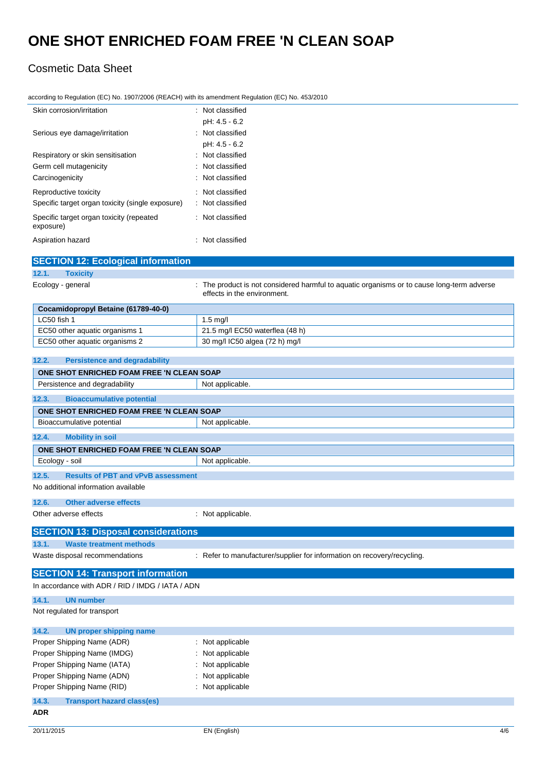| | |
|---|---|
| Skin corrosion/irritation | : Not classified<br>pH: 4.5 - 6.2 |
| Serious eye damage/irritation | : Not classified<br>pH: 4.5 - 6.2 |
| Respiratory or skin sensitisation | : Not classified |
| Germ cell mutagenicity | : Not classified |
| Carcinogenicity | : Not classified |
| Reproductive toxicity | : Not classified |
| Specific target organ toxicity (single exposure) | : Not classified |
| Specific target organ toxicity (repeated exposure) | : Not classified |
| Aspiration hazard | : Not classified |

## SECTION 12: Ecological information

### 12.1. Toxicity

Ecology - general : The product is not considered harmful to aquatic organisms or to cause long-term adverse effects in the environment.

| Cocamidopropyl Betaine (61789-40-0) | |
|---|---|
| LC50 fish 1 | 1.5 mg/l |
| EC50 other aquatic organisms 1 | 21.5 mg/l EC50 waterflea (48 h) |
| EC50 other aquatic organisms 2 | 30 mg/l IC50 algea (72 h) mg/l |

### 12.2. Persistence and degradability

| ONE SHOT ENRICHED FOAM FREE 'N CLEAN SOAP | |
|---|---|
| Persistence and degradability | Not applicable. |

### 12.3. Bioaccumulative potential

| ONE SHOT ENRICHED FOAM FREE 'N CLEAN SOAP | |
|---|---|
| Bioaccumulative potential | Not applicable. |

### 12.4. Mobility in soil

| ONE SHOT ENRICHED FOAM FREE 'N CLEAN SOAP | |
|---|---|
| Ecology - soil | Not applicable. |

### 12.5. Results of PBT and vPvB assessment

No additional information available

### 12.6. Other adverse effects

Other adverse effects : Not applicable.

## SECTION 13: Disposal considerations

### 13.1. Waste treatment methods

Waste disposal recommendations : Refer to manufacturer/supplier for information on recovery/recycling.

## SECTION 14: Transport information

In accordance with ADR / RID / IMDG / IATA / ADN

### 14.1. UN number

Not regulated for transport

### 14.2. UN proper shipping name

| | |
|---|---|
| Proper Shipping Name (ADR) | : Not applicable |
| Proper Shipping Name (IMDG) | : Not applicable |
| Proper Shipping Name (IATA) | : Not applicable |
| Proper Shipping Name (ADN) | : Not applicable |
| Proper Shipping Name (RID) | : Not applicable |

### 14.3. Transport hazard class(es)

**ADR**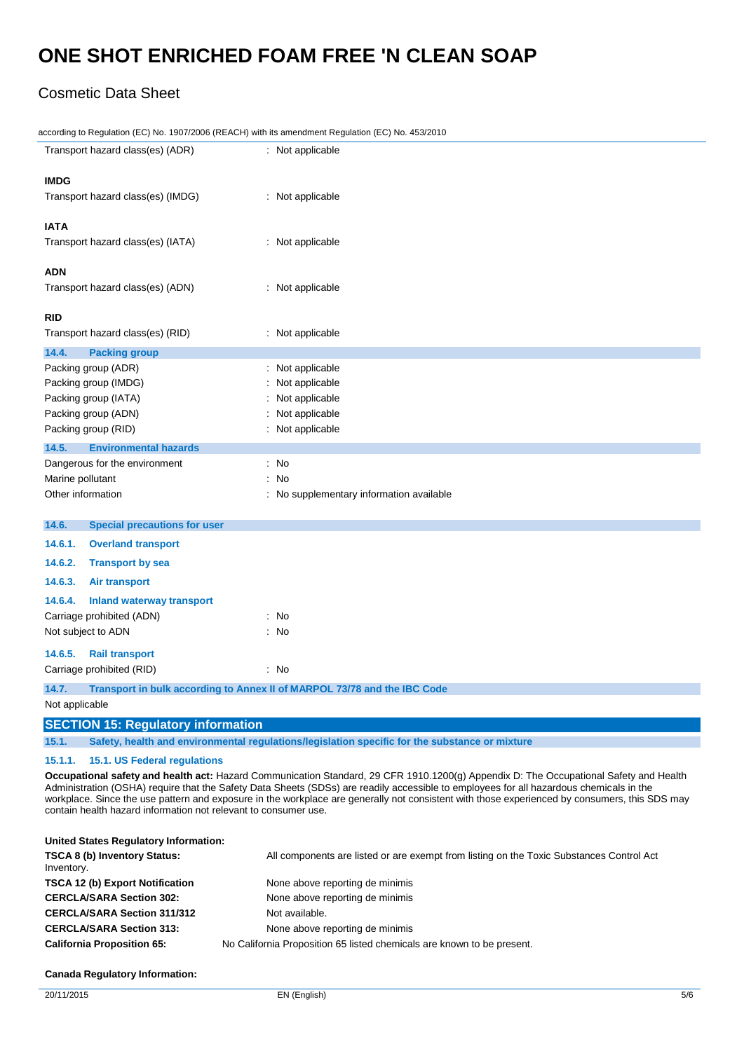| | |
|---|---|
| Transport hazard class(es) (ADR) | : Not applicable |

**IMDG**

| | |
|---|---|
| Transport hazard class(es) (IMDG) | : Not applicable |

**IATA**

| | |
|---|---|
| Transport hazard class(es) (IATA) | : Not applicable |

**ADN**

| | |
|---|---|
| Transport hazard class(es) (ADN) | : Not applicable |

**RID**

| | |
|---|---|
| Transport hazard class(es) (RID) | : Not applicable |

### 14.4. Packing group

| | |
|---|---|
| Packing group (ADR) | : Not applicable |
| Packing group (IMDG) | : Not applicable |
| Packing group (IATA) | : Not applicable |
| Packing group (ADN) | : Not applicable |
| Packing group (RID) | : Not applicable |

### 14.5. Environmental hazards

| | |
|---|---|
| Dangerous for the environment | : No |
| Marine pollutant | : No |
| Other information | : No supplementary information available |

### 14.6. Special precautions for user

#### 14.6.1. Overland transport

#### 14.6.2. Transport by sea

#### 14.6.3. Air transport

#### 14.6.4. Inland waterway transport

| | |
|---|---|
| Carriage prohibited (ADN) | : No |
| Not subject to ADN | : No |

#### 14.6.5. Rail transport

| | |
|---|---|
| Carriage prohibited (RID) | : No |

### 14.7. Transport in bulk according to Annex II of MARPOL 73/78 and the IBC Code

Not applicable

## SECTION 15: Regulatory information

### 15.1. Safety, health and environmental regulations/legislation specific for the substance or mixture

#### 15.1.1. 15.1. US Federal regulations

**Occupational safety and health act:** Hazard Communication Standard, 29 CFR 1910.1200(g) Appendix D: The Occupational Safety and Health Administration (OSHA) require that the Safety Data Sheets (SDSs) are readily accessible to employees for all hazardous chemicals in the workplace. Since the use pattern and exposure in the workplace are generally not consistent with those experienced by consumers, this SDS may contain health hazard information not relevant to consumer use.

**United States Regulatory Information:**

| | |
|---|---|
| **TSCA 8 (b) Inventory Status:** | All components are listed or are exempt from listing on the Toxic Substances Control Act Inventory. |
| **TSCA 12 (b) Export Notification** | None above reporting de minimis |
| **CERCLA/SARA Section 302:** | None above reporting de minimis |
| **CERCLA/SARA Section 311/312** | Not available. |
| **CERCLA/SARA Section 313:** | None above reporting de minimis |
| **California Proposition 65:** | No California Proposition 65 listed chemicals are known to be present. |

**Canada Regulatory Information:**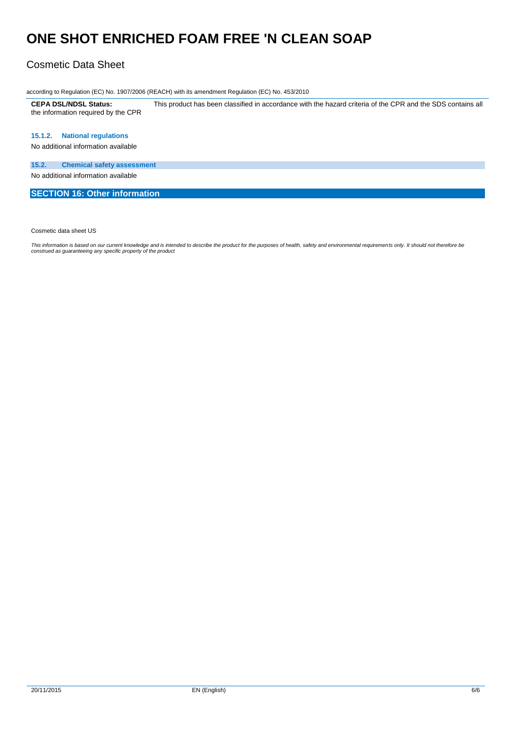**CEPA DSL/NDSL Status:** This product has been classified in accordance with the hazard criteria of the CPR and the SDS contains all the information required by the CPR

#### 15.1.2. National regulations

No additional information available

### 15.2. Chemical safety assessment

No additional information available

## SECTION 16: Other information

Cosmetic data sheet US

*This information is based on our current knowledge and is intended to describe the product for the purposes of health, safety and environmental requirements only. It should not therefore be construed as guaranteeing any specific property of the product*